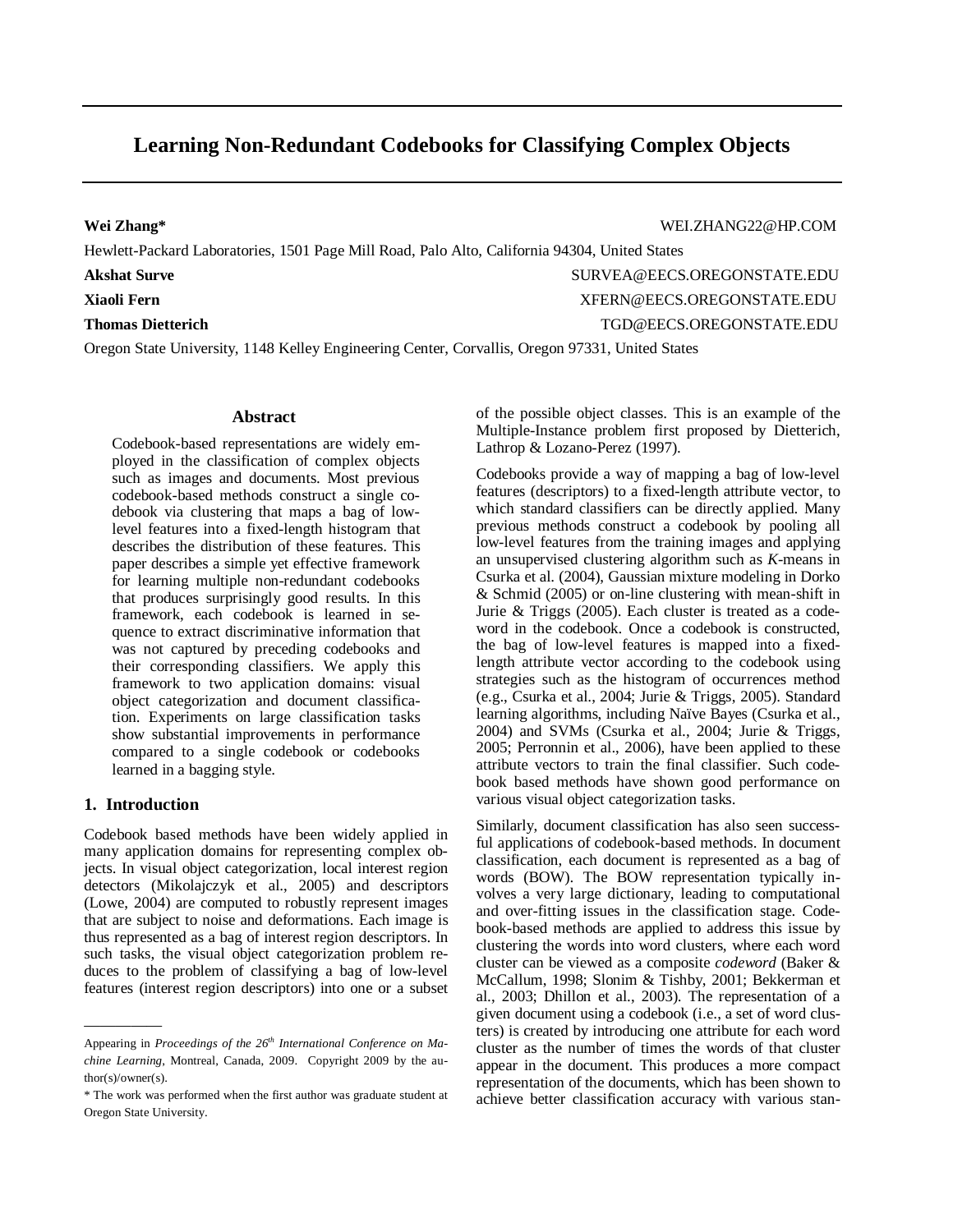# Learning Non-Redundant Codebooks for Classifying Complex Objects

**Wei Zhang*** WEI.ZHANG22@HP.COM
Hewlett-Packard Laboratories, 1501 Page Mill Road, Palo Alto, California 94304, United States

**Akshat Surve** SURVEA@EECS.OREGONSTATE.EDU

**Xiaoli Fern** XFERN@EECS.OREGONSTATE.EDU

**Thomas Dietterich** TGD@EECS.OREGONSTATE.EDU

Oregon State University, 1148 Kelley Engineering Center, Corvallis, Oregon 97331, United States

## Abstract

Codebook-based representations are widely employed in the classification of complex objects such as images and documents. Most previous codebook-based methods construct a single codebook via clustering that maps a bag of low-level features into a fixed-length histogram that describes the distribution of these features. This paper describes a simple yet effective framework for learning multiple non-redundant codebooks that produces surprisingly good results. In this framework, each codebook is learned in sequence to extract discriminative information that was not captured by preceding codebooks and their corresponding classifiers. We apply this framework to two application domains: visual object categorization and document classification. Experiments on large classification tasks show substantial improvements in performance compared to a single codebook or codebooks learned in a bagging style.

## 1. Introduction

Codebook based methods have been widely applied in many application domains for representing complex objects. In visual object categorization, local interest region detectors (Mikolajczyk et al., 2005) and descriptors (Lowe, 2004) are computed to robustly represent images that are subject to noise and deformations. Each image is thus represented as a bag of interest region descriptors. In such tasks, the visual object categorization problem reduces to the problem of classifying a bag of low-level features (interest region descriptors) into one or a subset of the possible object classes. This is an example of the Multiple-Instance problem first proposed by Dietterich, Lathrop & Lozano-Perez (1997).

Codebooks provide a way of mapping a bag of low-level features (descriptors) to a fixed-length attribute vector, to which standard classifiers can be directly applied. Many previous methods construct a codebook by pooling all low-level features from the training images and applying an unsupervised clustering algorithm such as *K*-means in Csurka et al. (2004), Gaussian mixture modeling in Dorko & Schmid (2005) or on-line clustering with mean-shift in Jurie & Triggs (2005). Each cluster is treated as a codeword in the codebook. Once a codebook is constructed, the bag of low-level features is mapped into a fixed-length attribute vector according to the codebook using strategies such as the histogram of occurrences method (e.g., Csurka et al., 2004; Jurie & Triggs, 2005). Standard learning algorithms, including Naïve Bayes (Csurka et al., 2004) and SVMs (Csurka et al., 2004; Jurie & Triggs, 2005; Perronnin et al., 2006), have been applied to these attribute vectors to train the final classifier. Such codebook based methods have shown good performance on various visual object categorization tasks.

Similarly, document classification has also seen successful applications of codebook-based methods. In document classification, each document is represented as a bag of words (BOW). The BOW representation typically involves a very large dictionary, leading to computational and over-fitting issues in the classification stage. Codebook-based methods are applied to address this issue by clustering the words into word clusters, where each word cluster can be viewed as a composite *codeword* (Baker & McCallum, 1998; Slonim & Tishby, 2001; Bekkerman et al., 2003; Dhillon et al., 2003). The representation of a given document using a codebook (i.e., a set of word clusters) is created by introducing one attribute for each word cluster as the number of times the words of that cluster appear in the document. This produces a more compact representation of the documents, which has been shown to achieve better classification accuracy with various stan-

---

Appearing in *Proceedings of the 26th International Conference on Machine Learning*, Montreal, Canada, 2009. Copyright 2009 by the author(s)/owner(s).

* The work was performed when the first author was graduate student at Oregon State University.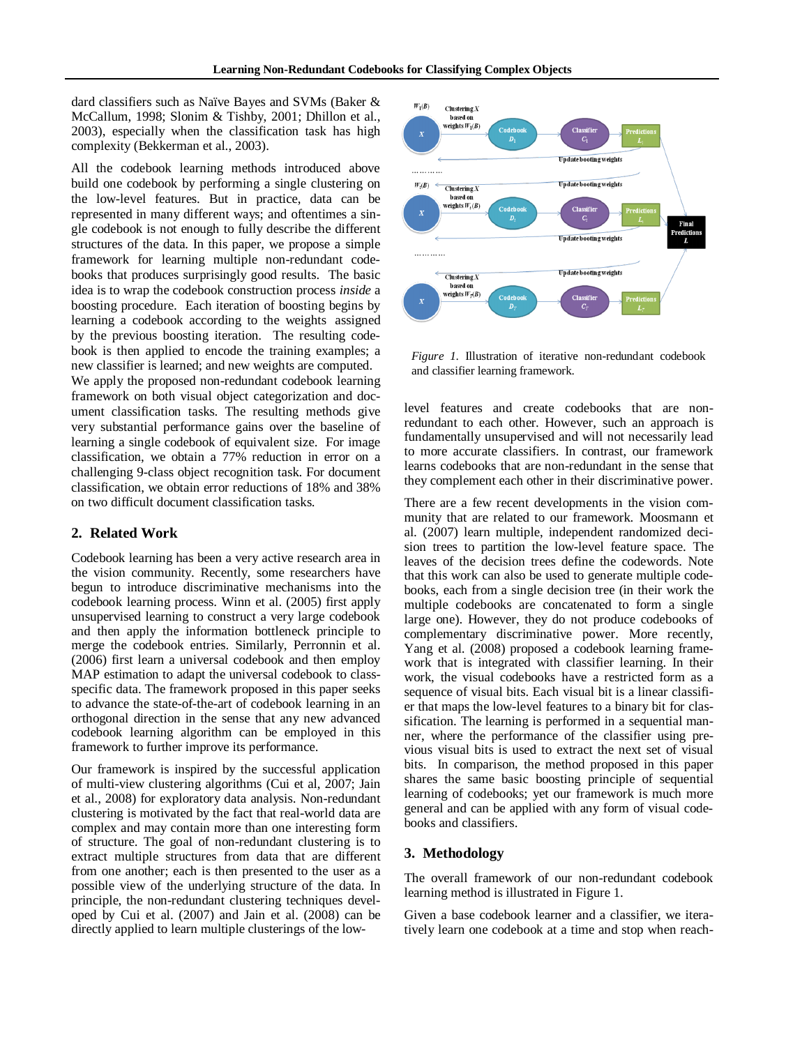dard classifiers such as Naïve Bayes and SVMs (Baker & McCallum, 1998; Slonim & Tishby, 2001; Dhillon et al., 2003), especially when the classification task has high complexity (Bekkerman et al., 2003).

All the codebook learning methods introduced above build one codebook by performing a single clustering on the low-level features. But in practice, data can be represented in many different ways; and oftentimes a single codebook is not enough to fully describe the different structures of the data. In this paper, we propose a simple framework for learning multiple non-redundant codebooks that produces surprisingly good results. The basic idea is to wrap the codebook construction process *inside* a boosting procedure. Each iteration of boosting begins by learning a codebook according to the weights assigned by the previous boosting iteration. The resulting codebook is then applied to encode the training examples; a new classifier is learned; and new weights are computed. We apply the proposed non-redundant codebook learning framework on both visual object categorization and document classification tasks. The resulting methods give very substantial performance gains over the baseline of learning a single codebook of equivalent size. For image classification, we obtain a 77% reduction in error on a challenging 9-class object recognition task. For document classification, we obtain error reductions of 18% and 38% on two difficult document classification tasks.

## 2. Related Work

Codebook learning has been a very active research area in the vision community. Recently, some researchers have begun to introduce discriminative mechanisms into the codebook learning process. Winn et al. (2005) first apply unsupervised learning to construct a very large codebook and then apply the information bottleneck principle to merge the codebook entries. Similarly, Perronnin et al. (2006) first learn a universal codebook and then employ MAP estimation to adapt the universal codebook to class-specific data. The framework proposed in this paper seeks to advance the state-of-the-art of codebook learning in an orthogonal direction in the sense that any new advanced codebook learning algorithm can be employed in this framework to further improve its performance.

Our framework is inspired by the successful application of multi-view clustering algorithms (Cui et al, 2007; Jain et al., 2008) for exploratory data analysis. Non-redundant clustering is motivated by the fact that real-world data are complex and may contain more than one interesting form of structure. The goal of non-redundant clustering is to extract multiple structures from data that are different from one another; each is then presented to the user as a possible view of the underlying structure of the data. In principle, the non-redundant clustering techniques developed by Cui et al. (2007) and Jain et al. (2008) can be directly applied to learn multiple clusterings of the low-level features and create codebooks that are non-redundant to each other. However, such an approach is fundamentally unsupervised and will not necessarily lead to more accurate classifiers. In contrast, our framework learns codebooks that are non-redundant in the sense that they complement each other in their discriminative power.

*Figure 1.* Illustration of iterative non-redundant codebook and classifier learning framework.

There are a few recent developments in the vision community that are related to our framework. Moosmann et al. (2007) learn multiple, independent randomized decision trees to partition the low-level feature space. The leaves of the decision trees define the codewords. Note that this work can also be used to generate multiple codebooks, each from a single decision tree (in their work the multiple codebooks are concatenated to form a single large one). However, they do not produce codebooks of complementary discriminative power. More recently, Yang et al. (2008) proposed a codebook learning framework that is integrated with classifier learning. In their work, the visual codebooks have a restricted form as a sequence of visual bits. Each visual bit is a linear classifier that maps the low-level features to a binary bit for classification. The learning is performed in a sequential manner, where the performance of the classifier using previous visual bits is used to extract the next set of visual bits. In comparison, the method proposed in this paper shares the same basic boosting principle of sequential learning of codebooks; yet our framework is much more general and can be applied with any form of visual codebooks and classifiers.

## 3. Methodology

The overall framework of our non-redundant codebook learning method is illustrated in Figure 1.

Given a base codebook learner and a classifier, we iteratively learn one codebook at a time and stop when reach-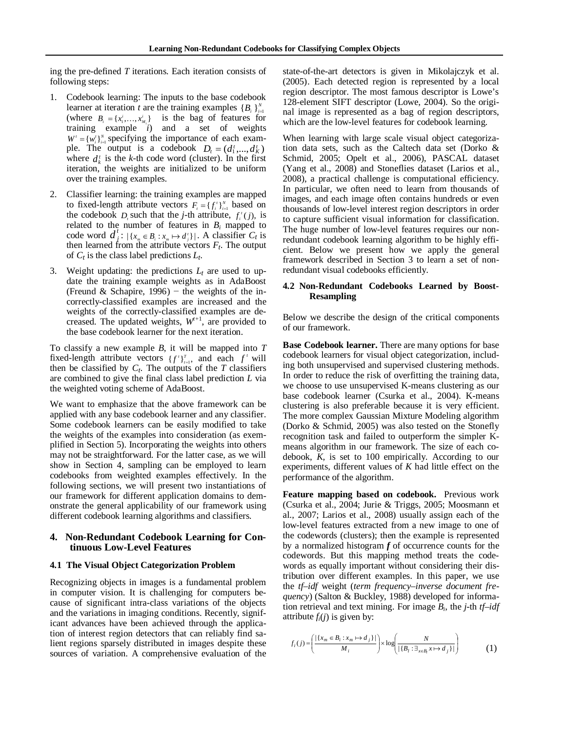ing the pre-defined $T$ iterations. Each iteration consists of following steps:

1. Codebook learning: The inputs to the base codebook learner at iteration $t$ are the training examples $\{B_i\}_{i=1}^N$ (where $B_i = \{x_1^i, \ldots, x_{M_i}^i\}$ is the bag of features for training example $i$) and a set of weights $W^t = \{w_i^t\}_{i=1}^N$ specifying the importance of each example. The output is a codebook $D_t = (d_1^t, \ldots, d_K^t)$ where $d_k^t$ is the $k$-th code word (cluster). In the first iteration, the weights are initialized to be uniform over the training examples.
2. Classifier learning: the training examples are mapped to fixed-length attribute vectors $F_t = \{f_i^t\}_{i=1}^N$ based on the codebook $D_t$ such that the $j$-th attribute, $f_i^t(j)$, is related to the number of features in $B_i$ mapped to code word $d_j^t$: $|\{x_m \in B_i : x_m \mapsto d_j^t\}|$. A classifier $C_t$ is then learned from the attribute vectors $F_t$. The output of $C_t$ is the class label predictions $L_t$.
3. Weight updating: the predictions $L_t$ are used to update the training example weights as in AdaBoost (Freund & Schapire, 1996) − the weights of the incorrectly-classified examples are increased and the weights of the correctly-classified examples are decreased. The updated weights, $W^{t+1}$, are provided to the base codebook learner for the next iteration.

To classify a new example $B$, it will be mapped into $T$ fixed-length attribute vectors $\{f^t\}_{t=1}^T$, and each $f^t$ will then be classified by $C_t$. The outputs of the $T$ classifiers are combined to give the final class label prediction $L$ via the weighted voting scheme of AdaBoost.

We want to emphasize that the above framework can be applied with any base codebook learner and any classifier. Some codebook learners can be easily modified to take the weights of the examples into consideration (as exemplified in Section 5). Incorporating the weights into others may not be straightforward. For the latter case, as we will show in Section 4, sampling can be employed to learn codebooks from weighted examples effectively. In the following sections, we will present two instantiations of our framework for different application domains to demonstrate the general applicability of our framework using different codebook learning algorithms and classifiers.

## 4. Non-Redundant Codebook Learning for Continuous Low-Level Features

### 4.1 The Visual Object Categorization Problem

Recognizing objects in images is a fundamental problem in computer vision. It is challenging for computers because of significant intra-class variations of the objects and the variations in imaging conditions. Recently, significant advances have been achieved through the application of interest region detectors that can reliably find salient regions sparsely distributed in images despite these sources of variation. A comprehensive evaluation of the state-of-the-art detectors is given in Mikolajczyk et al. (2005). Each detected region is represented by a local region descriptor. The most famous descriptor is Lowe's 128-element SIFT descriptor (Lowe, 2004). So the original image is represented as a bag of region descriptors, which are the low-level features for codebook learning.

When learning with large scale visual object categorization data sets, such as the Caltech data set (Dorko & Schmid, 2005; Opelt et al., 2006), PASCAL dataset (Yang et al., 2008) and Stoneflies dataset (Larios et al., 2008), a practical challenge is computational efficiency. In particular, we often need to learn from thousands of images, and each image often contains hundreds or even thousands of low-level interest region descriptors in order to capture sufficient visual information for classification. The huge number of low-level features requires our non-redundant codebook learning algorithm to be highly efficient. Below we present how we apply the general framework described in Section 3 to learn a set of non-redundant visual codebooks efficiently.

### 4.2 Non-Redundant Codebooks Learned by Boost-Resampling

Below we describe the design of the critical components of our framework.

**Base Codebook learner.** There are many options for base codebook learners for visual object categorization, including both unsupervised and supervised clustering methods. In order to reduce the risk of overfitting the training data, we choose to use unsupervised K-means clustering as our base codebook learner (Csurka et al., 2004). K-means clustering is also preferable because it is very efficient. The more complex Gaussian Mixture Modeling algorithm (Dorko & Schmid, 2005) was also tested on the Stonefly recognition task and failed to outperform the simpler K-means algorithm in our framework. The size of each codebook, $K$, is set to 100 empirically. According to our experiments, different values of $K$ had little effect on the performance of the algorithm.

**Feature mapping based on codebook.** Previous work (Csurka et al., 2004; Jurie & Triggs, 2005; Moosmann et al., 2007; Larios et al., 2008) usually assign each of the low-level features extracted from a new image to one of the codewords (clusters); then the example is represented by a normalized histogram $\boldsymbol{f}$ of occurrence counts for the codewords. But this mapping method treats the codewords as equally important without considering their distribution over different examples. In this paper, we use the *tf–idf* weight (*term frequency–inverse document frequency*) (Salton & Buckley, 1988) developed for information retrieval and text mining. For image $B_i$, the $j$-th *tf–idf* attribute $f_i(j)$ is given by:

$$f_i(j) = \left(\frac{|\{x_m \in B_i : x_m \mapsto d_j\}|}{M_i}\right) \times \log\left(\frac{N}{|\{B_l : \exists_{x \in B_l} x \mapsto d_j\}|}\right) \qquad (1)$$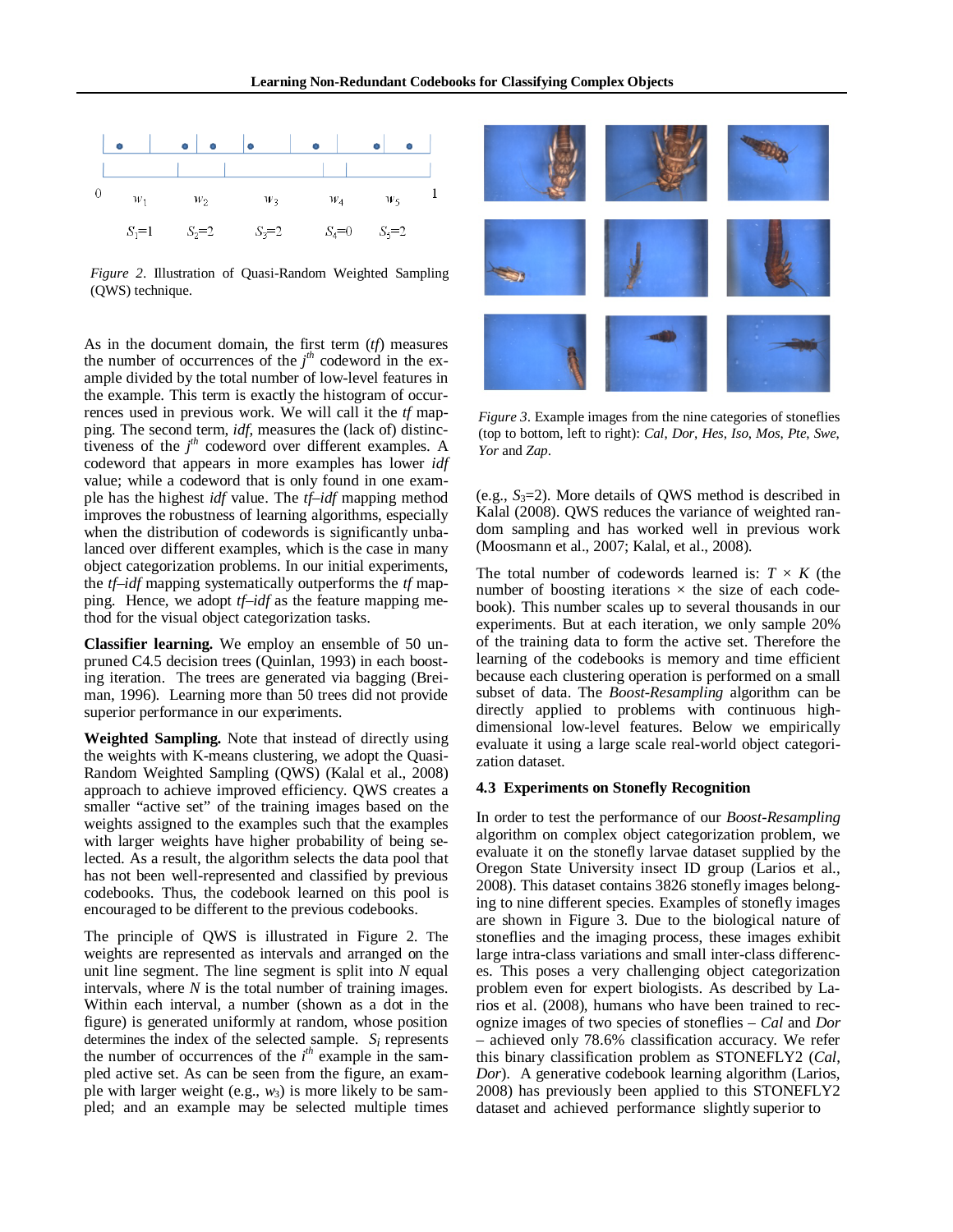*Figure 2*. Illustration of Quasi-Random Weighted Sampling (QWS) technique.

As in the document domain, the first term (*tf*) measures the number of occurrences of the $j^{th}$ codeword in the example divided by the total number of low-level features in the example. This term is exactly the histogram of occurrences used in previous work. We will call it the *tf* mapping. The second term, *idf*, measures the (lack of) distinctiveness of the $j^{th}$ codeword over different examples. A codeword that appears in more examples has lower *idf* value; while a codeword that is only found in one example has the highest *idf* value. The *tf–idf* mapping method improves the robustness of learning algorithms, especially when the distribution of codewords is significantly unbalanced over different examples, which is the case in many object categorization problems. In our initial experiments, the *tf–idf* mapping systematically outperforms the *tf* mapping. Hence, we adopt *tf–idf* as the feature mapping method for the visual object categorization tasks.

**Classifier learning.** We employ an ensemble of 50 unpruned C4.5 decision trees (Quinlan, 1993) in each boosting iteration. The trees are generated via bagging (Breiman, 1996). Learning more than 50 trees did not provide superior performance in our experiments.

**Weighted Sampling.** Note that instead of directly using the weights with K-means clustering, we adopt the Quasi-Random Weighted Sampling (QWS) (Kalal et al., 2008) approach to achieve improved efficiency. QWS creates a smaller "active set" of the training images based on the weights assigned to the examples such that the examples with larger weights have higher probability of being selected. As a result, the algorithm selects the data pool that has not been well-represented and classified by previous codebooks. Thus, the codebook learned on this pool is encouraged to be different to the previous codebooks.

The principle of QWS is illustrated in Figure 2. The weights are represented as intervals and arranged on the unit line segment. The line segment is split into $N$ equal intervals, where $N$ is the total number of training images. Within each interval, a number (shown as a dot in the figure) is generated uniformly at random, whose position determines the index of the selected sample. $S_i$ represents the number of occurrences of the $i^{th}$ example in the sampled active set. As can be seen from the figure, an example with larger weight (e.g., $w_3$) is more likely to be sampled; and an example may be selected multiple times (e.g., $S_3$=2). More details of QWS method is described in Kalal (2008). QWS reduces the variance of weighted random sampling and has worked well in previous work (Moosmann et al., 2007; Kalal, et al., 2008).

*Figure 3*. Example images from the nine categories of stoneflies (top to bottom, left to right): *Cal*, *Dor*, *Hes*, *Iso*, *Mos*, *Pte*, *Swe*, *Yor* and *Zap*.

The total number of codewords learned is: $T \times K$ (the number of boosting iterations × the size of each codebook). This number scales up to several thousands in our experiments. But at each iteration, we only sample 20% of the training data to form the active set. Therefore the learning of the codebooks is memory and time efficient because each clustering operation is performed on a small subset of data. The *Boost-Resampling* algorithm can be directly applied to problems with continuous high-dimensional low-level features. Below we empirically evaluate it using a large scale real-world object categorization dataset.

### 4.3 Experiments on Stonefly Recognition

In order to test the performance of our *Boost-Resampling* algorithm on complex object categorization problem, we evaluate it on the stonefly larvae dataset supplied by the Oregon State University insect ID group (Larios et al., 2008). This dataset contains 3826 stonefly images belonging to nine different species. Examples of stonefly images are shown in Figure 3. Due to the biological nature of stoneflies and the imaging process, these images exhibit large intra-class variations and small inter-class differences. This poses a very challenging object categorization problem even for expert biologists. As described by Larios et al. (2008), humans who have been trained to recognize images of two species of stoneflies – *Cal* and *Dor* – achieved only 78.6% classification accuracy. We refer this binary classification problem as STONEFLY2 (*Cal*, *Dor*). A generative codebook learning algorithm (Larios, 2008) has previously been applied to this STONEFLY2 dataset and achieved performance slightly superior to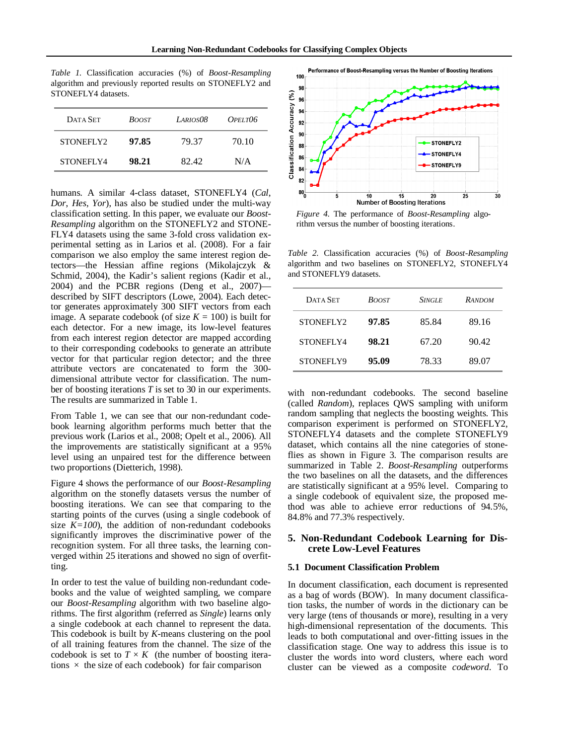*Table 1.* Classification accuracies (%) of *Boost-Resampling* algorithm and previously reported results on STONEFLY2 and STONEFLY4 datasets.

| DATA SET | *BOOST* | *LARIOS08* | *OPELT06* |
|---|---|---|---|
| STONEFLY2 | **97.85** | 79.37 | 70.10 |
| STONEFLY4 | **98.21** | 82.42 | N/A |

humans. A similar 4-class dataset, STONEFLY4 (*Cal*, *Dor*, *Hes*, *Yor*), has also be studied under the multi-way classification setting. In this paper, we evaluate our *Boost-Resampling* algorithm on the STONEFLY2 and STONEFLY4 datasets using the same 3-fold cross validation experimental setting as in Larios et al. (2008). For a fair comparison we also employ the same interest region detectors—the Hessian affine regions (Mikolajczyk & Schmid, 2004), the Kadir's salient regions (Kadir et al., 2004) and the PCBR regions (Deng et al., 2007)—described by SIFT descriptors (Lowe, 2004). Each detector generates approximately 300 SIFT vectors from each image. A separate codebook (of size $K = 100$) is built for each detector. For a new image, its low-level features from each interest region detector are mapped according to their corresponding codebooks to generate an attribute vector for that particular region detector; and the three attribute vectors are concatenated to form the 300-dimensional attribute vector for classification. The number of boosting iterations $T$ is set to 30 in our experiments. The results are summarized in Table 1.

From Table 1, we can see that our non-redundant codebook learning algorithm performs much better that the previous work (Larios et al., 2008; Opelt et al., 2006). All the improvements are statistically significant at a 95% level using an unpaired test for the difference between two proportions (Dietterich, 1998).

Figure 4 shows the performance of our *Boost-Resampling* algorithm on the stonefly datasets versus the number of boosting iterations. We can see that comparing to the starting points of the curves (using a single codebook of size $K$=100), the addition of non-redundant codebooks significantly improves the discriminative power of the recognition system. For all three tasks, the learning converged within 25 iterations and showed no sign of overfitting.

In order to test the value of building non-redundant codebooks and the value of weighted sampling, we compare our *Boost-Resampling* algorithm with two baseline algorithms. The first algorithm (referred as *Single*) learns only a single codebook at each channel to represent the data. This codebook is built by $K$-means clustering on the pool of all training features from the channel. The size of the codebook is set to $T \times K$ (the number of boosting iterations $\times$ the size of each codebook) for fair comparison

*Figure 4.* The performance of *Boost-Resampling* algorithm versus the number of boosting iterations.

*Table 2.* Classification accuracies (%) of *Boost-Resampling* algorithm and two baselines on STONEFLY2, STONEFLY4 and STONEFLY9 datasets.

| DATA SET | *BOOST* | *SINGLE* | *RANDOM* |
|---|---|---|---|
| STONEFLY2 | **97.85** | 85.84 | 89.16 |
| STONEFLY4 | **98.21** | 67.20 | 90.42 |
| STONEFLY9 | **95.09** | 78.33 | 89.07 |

with non-redundant codebooks. The second baseline (called *Random*), replaces QWS sampling with uniform random sampling that neglects the boosting weights. This comparison experiment is performed on STONEFLY2, STONEFLY4 datasets and the complete STONEFLY9 dataset, which contains all the nine categories of stoneflies as shown in Figure 3. The comparison results are summarized in Table 2. *Boost-Resampling* outperforms the two baselines on all the datasets, and the differences are statistically significant at a 95% level. Comparing to a single codebook of equivalent size, the proposed method was able to achieve error reductions of 94.5%, 84.8% and 77.3% respectively.

## 5. Non-Redundant Codebook Learning for Discrete Low-Level Features

### 5.1 Document Classification Problem

In document classification, each document is represented as a bag of words (BOW). In many document classification tasks, the number of words in the dictionary can be very large (tens of thousands or more), resulting in a very high-dimensional representation of the documents. This leads to both computational and over-fitting issues in the classification stage. One way to address this issue is to cluster the words into word clusters, where each word cluster can be viewed as a composite *codeword*. To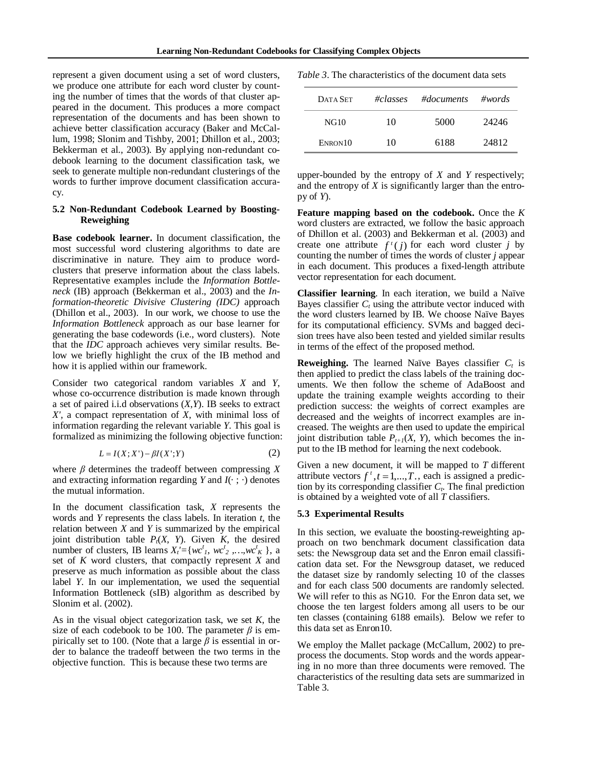represent a given document using a set of word clusters, we produce one attribute for each word cluster by counting the number of times that the words of that cluster appeared in the document. This produces a more compact representation of the documents and has been shown to achieve better classification accuracy (Baker and McCallum, 1998; Slonim and Tishby, 2001; Dhillon et al., 2003; Bekkerman et al., 2003). By applying non-redundant codebook learning to the document classification task, we seek to generate multiple non-redundant clusterings of the words to further improve document classification accuracy.

### 5.2 Non-Redundant Codebook Learned by Boosting-Reweighing

**Base codebook learner.** In document classification, the most successful word clustering algorithms to date are discriminative in nature. They aim to produce word-clusters that preserve information about the class labels. Representative examples include the *Information Bottleneck* (IB) approach (Bekkerman et al., 2003) and the *Information-theoretic Divisive Clustering (IDC)* approach (Dhillon et al., 2003). In our work, we choose to use the *Information Bottleneck* approach as our base learner for generating the base codewords (i.e., word clusters). Note that the *IDC* approach achieves very similar results. Below we briefly highlight the crux of the IB method and how it is applied within our framework.

Consider two categorical random variables $X$ and $Y$, whose co-occurrence distribution is made known through a set of paired i.i.d observations $(X,Y)$. IB seeks to extract $X'$, a compact representation of $X$, with minimal loss of information regarding the relevant variable $Y$. This goal is formalized as minimizing the following objective function:

$$L = I(X; X') - \beta I(X'; Y) \tag{2}$$

where $\beta$ determines the tradeoff between compressing $X$ and extracting information regarding $Y$ and $I(\cdot\,;\,\cdot)$ denotes the mutual information.

In the document classification task, $X$ represents the words and $Y$ represents the class labels. In iteration $t$, the relation between $X$ and $Y$ is summarized by the empirical joint distribution table $P_t(X, Y)$. Given $K$, the desired number of clusters, IB learns $X_t'=\{wc^t_1, wc^t_2, \ldots, wc^t_K\}$, a set of $K$ word clusters, that compactly represent $X$ and preserve as much information as possible about the class label $Y$. In our implementation, we used the sequential Information Bottleneck (sIB) algorithm as described by Slonim et al. (2002).

As in the visual object categorization task, we set $K$, the size of each codebook to be 100. The parameter $\beta$ is empirically set to 100. (Note that a large $\beta$ is essential in order to balance the tradeoff between the two terms in the objective function. This is because these two terms are upper-bounded by the entropy of $X$ and $Y$ respectively; and the entropy of $X$ is significantly larger than the entropy of $Y$).

**Feature mapping based on the codebook.** Once the $K$ word clusters are extracted, we follow the basic approach of Dhillon et al. (2003) and Bekkerman et al. (2003) and create one attribute $f^t(j)$ for each word cluster $j$ by counting the number of times the words of cluster $j$ appear in each document. This produces a fixed-length attribute vector representation for each document.

**Classifier learning**. In each iteration, we build a Naïve Bayes classifier $C_t$ using the attribute vector induced with the word clusters learned by IB. We choose Naïve Bayes for its computational efficiency. SVMs and bagged decision trees have also been tested and yielded similar results in terms of the effect of the proposed method.

**Reweighing.** The learned Naïve Bayes classifier $C_t$ is then applied to predict the class labels of the training documents. We then follow the scheme of AdaBoost and update the training example weights according to their prediction success: the weights of correct examples are decreased and the weights of incorrect examples are increased. The weights are then used to update the empirical joint distribution table $P_{t+1}(X, Y)$, which becomes the input to the IB method for learning the next codebook.

Given a new document, it will be mapped to $T$ different attribute vectors $f^t, t = 1,...,T.$, each is assigned a prediction by its corresponding classifier $C_t$. The final prediction is obtained by a weighted vote of all $T$ classifiers.

### 5.3 Experimental Results

In this section, we evaluate the boosting-reweighting approach on two benchmark document classification data sets: the Newsgroup data set and the Enron email classification data set. For the Newsgroup dataset, we reduced the dataset size by randomly selecting 10 of the classes and for each class 500 documents are randomly selected. We will refer to this as NG10. For the Enron data set, we choose the ten largest folders among all users to be our ten classes (containing 6188 emails). Below we refer to this data set as Enron10.

We employ the Mallet package (McCallum, 2002) to preprocess the documents. Stop words and the words appearing in no more than three documents were removed. The characteristics of the resulting data sets are summarized in Table 3.

*Table 3*. The characteristics of the document data sets

| Data Set | *#classes* | *#documents* | *#words* |
|---|---|---|---|
| NG10 | 10 | 5000 | 24246 |
| Enron10 | 10 | 6188 | 24812 |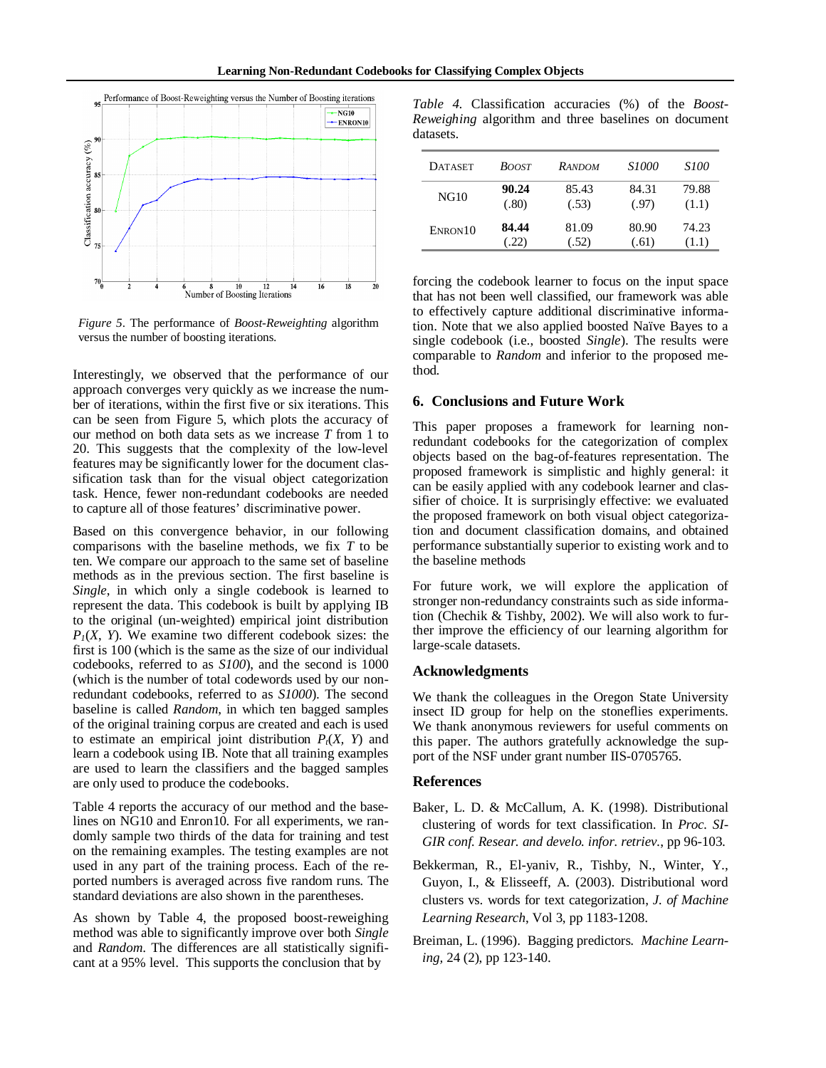*Figure 5*. The performance of *Boost-Reweighting* algorithm versus the number of boosting iterations.

Interestingly, we observed that the performance of our approach converges very quickly as we increase the number of iterations, within the first five or six iterations. This can be seen from Figure 5, which plots the accuracy of our method on both data sets as we increase $T$ from 1 to 20. This suggests that the complexity of the low-level features may be significantly lower for the document classification task than for the visual object categorization task. Hence, fewer non-redundant codebooks are needed to capture all of those features' discriminative power.

Based on this convergence behavior, in our following comparisons with the baseline methods, we fix $T$ to be ten. We compare our approach to the same set of baseline methods as in the previous section. The first baseline is *Single*, in which only a single codebook is learned to represent the data. This codebook is built by applying IB to the original (un-weighted) empirical joint distribution $P_1(X, Y)$. We examine two different codebook sizes: the first is 100 (which is the same as the size of our individual codebooks, referred to as *S100*), and the second is 1000 (which is the number of total codewords used by our non-redundant codebooks, referred to as *S1000*). The second baseline is called *Random*, in which ten bagged samples of the original training corpus are created and each is used to estimate an empirical joint distribution $P_t(X, Y)$ and learn a codebook using IB. Note that all training examples are used to learn the classifiers and the bagged samples are only used to produce the codebooks.

Table 4 reports the accuracy of our method and the baselines on NG10 and Enron10. For all experiments, we randomly sample two thirds of the data for training and test on the remaining examples. The testing examples are not used in any part of the training process. Each of the reported numbers is averaged across five random runs. The standard deviations are also shown in the parentheses.

As shown by Table 4, the proposed boost-reweighing method was able to significantly improve over both *Single* and *Random*. The differences are all statistically significant at a 95% level. This supports the conclusion that by forcing the codebook learner to focus on the input space that has not been well classified, our framework was able to effectively capture additional discriminative information. Note that we also applied boosted Naïve Bayes to a single codebook (i.e., boosted *Single*). The results were comparable to *Random* and inferior to the proposed method.

*Table 4.* Classification accuracies (%) of the *Boost-Reweighing* algorithm and three baselines on document datasets.

| Dataset | *Boost* | *Random* | *S1000* | *S100* |
|---|---|---|---|---|
| NG10 | **90.24** (.80) | 85.43 (.53) | 84.31 (.97) | 79.88 (1.1) |
| Enron10 | **84.44** (.22) | 81.09 (.52) | 80.90 (.61) | 74.23 (1.1) |

## 6. Conclusions and Future Work

This paper proposes a framework for learning non-redundant codebooks for the categorization of complex objects based on the bag-of-features representation. The proposed framework is simplistic and highly general: it can be easily applied with any codebook learner and classifier of choice. It is surprisingly effective: we evaluated the proposed framework on both visual object categorization and document classification domains, and obtained performance substantially superior to existing work and to the baseline methods

For future work, we will explore the application of stronger non-redundancy constraints such as side information (Chechik & Tishby, 2002). We will also work to further improve the efficiency of our learning algorithm for large-scale datasets.

## Acknowledgments

We thank the colleagues in the Oregon State University insect ID group for help on the stoneflies experiments. We thank anonymous reviewers for useful comments on this paper. The authors gratefully acknowledge the support of the NSF under grant number IIS-0705765.

## References

Baker, L. D. & McCallum, A. K. (1998). Distributional clustering of words for text classification. In *Proc. SIGIR conf. Resear. and develo. infor. retriev.*, pp 96-103.

Bekkerman, R., El-yaniv, R., Tishby, N., Winter, Y., Guyon, I., & Elisseeff, A. (2003). Distributional word clusters vs. words for text categorization, *J. of Machine Learning Research*, Vol 3, pp 1183-1208.

Breiman, L. (1996). Bagging predictors. *Machine Learning*, 24 (2), pp 123-140.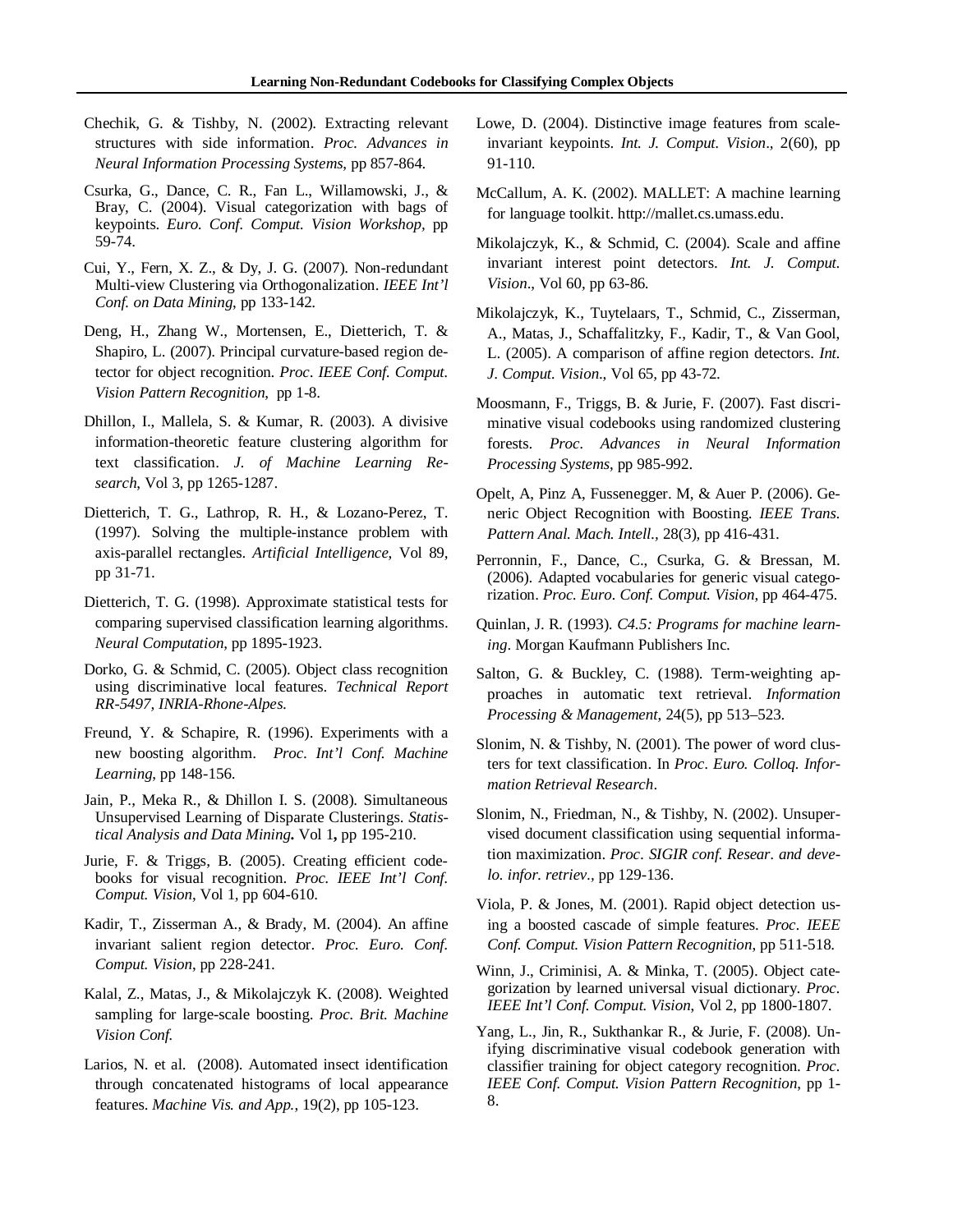Chechik, G. & Tishby, N. (2002). Extracting relevant structures with side information. *Proc. Advances in Neural Information Processing Systems*, pp 857-864.

Csurka, G., Dance, C. R., Fan L., Willamowski, J., & Bray, C. (2004). Visual categorization with bags of keypoints. *Euro. Conf. Comput. Vision Workshop*, pp 59-74.

Cui, Y., Fern, X. Z., & Dy, J. G. (2007). Non-redundant Multi-view Clustering via Orthogonalization. *IEEE Int'l Conf. on Data Mining*, pp 133-142.

Deng, H., Zhang W., Mortensen, E., Dietterich, T. & Shapiro, L. (2007). Principal curvature-based region detector for object recognition. *Proc. IEEE Conf. Comput. Vision Pattern Recognition*, pp 1-8.

Dhillon, I., Mallela, S. & Kumar, R. (2003). A divisive information-theoretic feature clustering algorithm for text classification. *J. of Machine Learning Research*, Vol 3, pp 1265-1287.

Dietterich, T. G., Lathrop, R. H., & Lozano-Perez, T. (1997). Solving the multiple-instance problem with axis-parallel rectangles. *Artificial Intelligence*, Vol 89, pp 31-71.

Dietterich, T. G. (1998). Approximate statistical tests for comparing supervised classification learning algorithms. *Neural Computation*, pp 1895-1923.

Dorko, G. & Schmid, C. (2005). Object class recognition using discriminative local features. *Technical Report RR-5497, INRIA-Rhone-Alpes.*

Freund, Y. & Schapire, R. (1996). Experiments with a new boosting algorithm. *Proc. Int'l Conf. Machine Learning*, pp 148-156.

Jain, P., Meka R., & Dhillon I. S. (2008). Simultaneous Unsupervised Learning of Disparate Clusterings. *Statistical Analysis and Data Mining***.** Vol 1**,** pp 195-210.

Jurie, F. & Triggs, B. (2005). Creating efficient codebooks for visual recognition. *Proc. IEEE Int'l Conf. Comput. Vision*, Vol 1, pp 604-610.

Kadir, T., Zisserman A., & Brady, M. (2004). An affine invariant salient region detector. *Proc. Euro. Conf. Comput. Vision*, pp 228-241.

Kalal, Z., Matas, J., & Mikolajczyk K. (2008). Weighted sampling for large-scale boosting. *Proc. Brit. Machine Vision Conf.*

Larios, N. et al. (2008). Automated insect identification through concatenated histograms of local appearance features. *Machine Vis. and App.*, 19(2), pp 105-123.

Lowe, D. (2004). Distinctive image features from scale-invariant keypoints. *Int. J. Comput. Vision*., 2(60), pp 91-110.

McCallum, A. K. (2002). MALLET: A machine learning for language toolkit. http://mallet.cs.umass.edu.

Mikolajczyk, K., & Schmid, C. (2004). Scale and affine invariant interest point detectors. *Int. J. Comput. Vision*., Vol 60, pp 63-86.

Mikolajczyk, K., Tuytelaars, T., Schmid, C., Zisserman, A., Matas, J., Schaffalitzky, F., Kadir, T., & Van Gool, L. (2005). A comparison of affine region detectors. *Int. J. Comput. Vision*., Vol 65, pp 43-72.

Moosmann, F., Triggs, B. & Jurie, F. (2007). Fast discriminative visual codebooks using randomized clustering forests. *Proc. Advances in Neural Information Processing Systems*, pp 985-992.

Opelt, A, Pinz A, Fussenegger. M, & Auer P. (2006). Generic Object Recognition with Boosting. *IEEE Trans. Pattern Anal. Mach. Intell.*, 28(3), pp 416-431.

Perronnin, F., Dance, C., Csurka, G. & Bressan, M. (2006). Adapted vocabularies for generic visual categorization. *Proc. Euro. Conf. Comput. Vision*, pp 464-475.

Quinlan, J. R. (1993). *C4.5: Programs for machine learning*. Morgan Kaufmann Publishers Inc.

Salton, G. & Buckley, C. (1988). Term-weighting approaches in automatic text retrieval. *Information Processing & Management*, 24(5), pp 513–523.

Slonim, N. & Tishby, N. (2001). The power of word clusters for text classification. In *Proc. Euro. Colloq. Information Retrieval Research*.

Slonim, N., Friedman, N., & Tishby, N. (2002). Unsupervised document classification using sequential information maximization. *Proc. SIGIR conf. Resear. and develo. infor. retriev.*, pp 129-136.

Viola, P. & Jones, M. (2001). Rapid object detection using a boosted cascade of simple features. *Proc. IEEE Conf. Comput. Vision Pattern Recognition*, pp 511-518.

Winn, J., Criminisi, A. & Minka, T. (2005). Object categorization by learned universal visual dictionary. *Proc. IEEE Int'l Conf. Comput. Vision*, Vol 2, pp 1800-1807.

Yang, L., Jin, R., Sukthankar R., & Jurie, F. (2008). Unifying discriminative visual codebook generation with classifier training for object category recognition. *Proc. IEEE Conf. Comput. Vision Pattern Recognition*, pp 1-8.